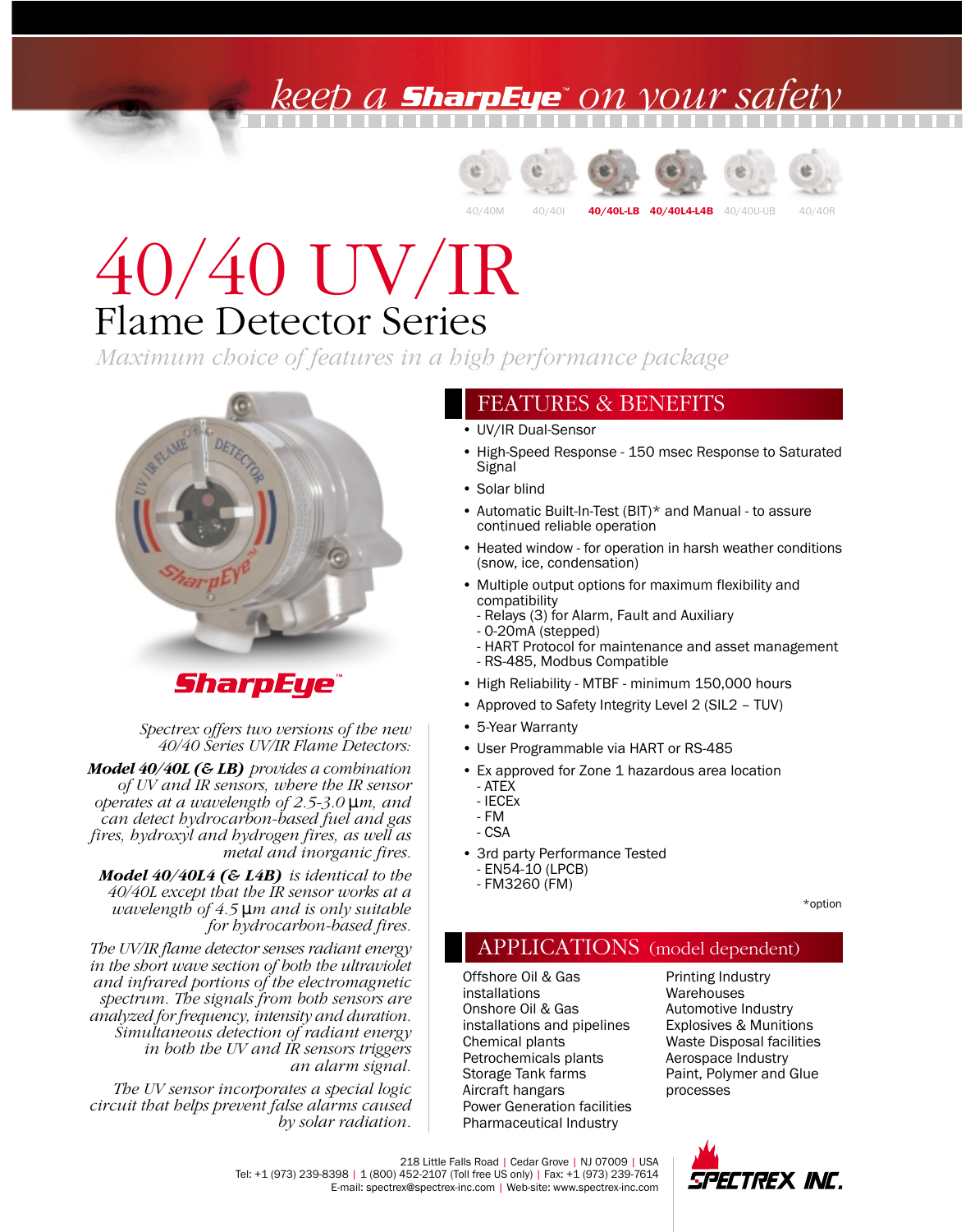keep a SharpEye™ on your safety

40/40M | 40/40I | **40/40L-LB** | **40/40L4-L4B** | 40/40U-UB | 40/40R

# 40/40 UV/IR

## Flame Detector Series

*Maximum choice of features in a high performance package*

SharpEye™

*Spectrex offers two versions of the new 40/40 Series UV/IR Flame Detectors:*

***Model 40/40L (& LB)*** *provides a combination of UV and IR sensors, where the IR sensor operates at a wavelength of 2.5-3.0 μm, and can detect hydrocarbon-based fuel and gas fires, hydroxyl and hydrogen fires, as well as metal and inorganic fires.*

***Model 40/40L4 (& L4B)*** *is identical to the 40/40L except that the IR sensor works at a wavelength of 4.5 μm and is only suitable for hydrocarbon-based fires.*

*The UV/IR flame detector senses radiant energy in the short wave section of both the ultraviolet and infrared portions of the electromagnetic spectrum. The signals from both sensors are analyzed for frequency, intensity and duration. Simultaneous detection of radiant energy in both the UV and IR sensors triggers an alarm signal.*

*The UV sensor incorporates a special logic circuit that helps prevent false alarms caused by solar radiation.*

## FEATURES & BENEFITS

- UV/IR Dual-Sensor
- High-Speed Response - 150 msec Response to Saturated Signal
- Solar blind
- Automatic Built-In-Test (BIT)* and Manual - to assure continued reliable operation
- Heated window - for operation in harsh weather conditions (snow, ice, condensation)
- Multiple output options for maximum flexibility and compatibility
  - Relays (3) for Alarm, Fault and Auxiliary
  - 0-20mA (stepped)
  - HART Protocol for maintenance and asset management
  - RS-485, Modbus Compatible
- High Reliability - MTBF - minimum 150,000 hours
- Approved to Safety Integrity Level 2 (SIL2 – TUV)
- 5-Year Warranty
- User Programmable via HART or RS-485
- Ex approved for Zone 1 hazardous area location
  - ATEX
  - IECEx
  - FM
  - CSA
- 3rd party Performance Tested
  - EN54-10 (LPCB)
  - FM3260 (FM)

*option

## APPLICATIONS (model dependent)

Offshore Oil & Gas installations
Onshore Oil & Gas installations and pipelines
Chemical plants
Petrochemicals plants
Storage Tank farms
Aircraft hangars
Power Generation facilities
Pharmaceutical Industry
Printing Industry
Warehouses
Automotive Industry
Explosives & Munitions
Waste Disposal facilities
Aerospace Industry
Paint, Polymer and Glue processes

218 Little Falls Road | Cedar Grove | NJ 07009 | USA
Tel: +1 (973) 239-8398 | 1 (800) 452-2107 (Toll free US only) | Fax: +1 (973) 239-7614
E-mail: spectrex@spectrex-inc.com | Web-site: www.spectrex-inc.com

SPECTREX INC.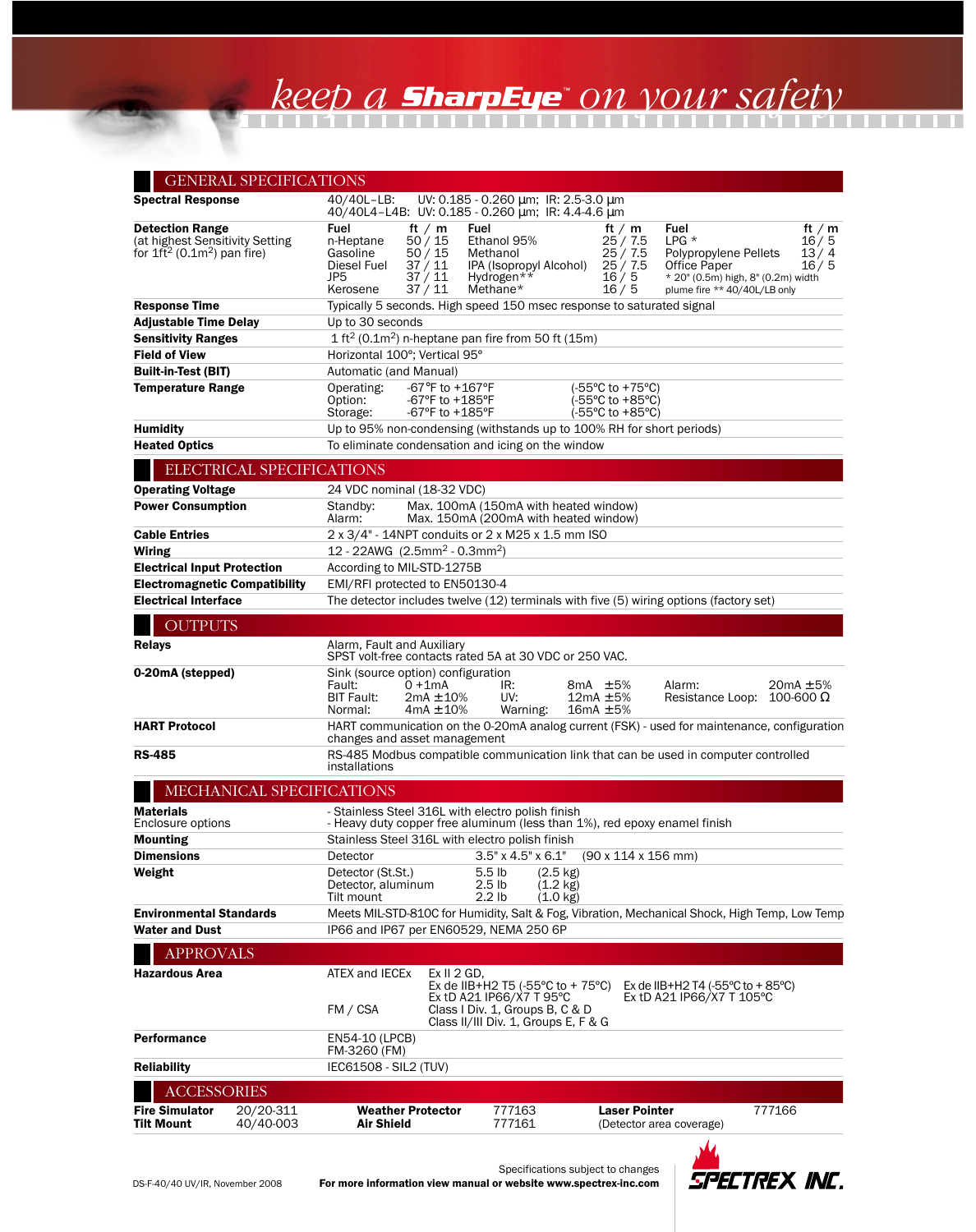keep a **SharpEye**™ on your safety

## GENERAL SPECIFICATIONS

**Spectral Response**
40/40L–LB: UV: 0.185 - 0.260 µm; IR: 2.5-3.0 µm
40/40L4–L4B: UV: 0.185 - 0.260 µm; IR: 4.4-4.6 µm

**Detection Range** (at highest Sensitivity Setting for 1ft$^2$ (0.1m$^2$) pan fire)

| Fuel | ft / m | Fuel | ft / m | Fuel | ft / m |
|---|---|---|---|---|---|
| n-Heptane | 50 / 15 | Ethanol 95% | 25 / 7.5 | LPG * | 16 / 5 |
| Gasoline | 50 / 15 | Methanol | 25 / 7.5 | Polypropylene Pellets | 13 / 4 |
| Diesel Fuel | 37 / 11 | IPA (Isopropyl Alcohol) | 25 / 7.5 | Office Paper | 16 / 5 |
| JP5 | 37 / 11 | Hydrogen** | 16 / 5 | | |
| Kerosene | 37 / 11 | Methane* | 16 / 5 | | |

\* 20" (0.5m) high, 8" (0.2m) width plume fire ** 40/40L/LB only

| | |
|---|---|
| **Response Time** | Typically 5 seconds. High speed 150 msec response to saturated signal |
| **Adjustable Time Delay** | Up to 30 seconds |
| **Sensitivity Ranges** | 1 ft$^2$ (0.1m$^2$) n-heptane pan fire from 50 ft (15m) |
| **Field of View** | Horizontal 100°; Vertical 95° |
| **Built-in-Test (BIT)** | Automatic (and Manual) |
| **Temperature Range** | Operating: -67°F to +167°F (-55°C to +75°C)<br>Option: -67°F to +185°F (-55°C to +85°C)<br>Storage: -67°F to +185°F (-55°C to +85°C) |
| **Humidity** | Up to 95% non-condensing (withstands up to 100% RH for short periods) |
| **Heated Optics** | To eliminate condensation and icing on the window |

## ELECTRICAL SPECIFICATIONS

| | |
|---|---|
| **Operating Voltage** | 24 VDC nominal (18-32 VDC) |
| **Power Consumption** | Standby: Max. 100mA (150mA with heated window)<br>Alarm: Max. 150mA (200mA with heated window) |
| **Cable Entries** | 2 x 3/4" - 14NPT conduits or 2 x M25 x 1.5 mm ISO |
| **Wiring** | 12 - 22AWG (2.5mm$^2$ - 0.3mm$^2$) |
| **Electrical Input Protection** | According to MIL-STD-1275B |
| **Electromagnetic Compatibility** | EMI/RFI protected to EN50130-4 |
| **Electrical Interface** | The detector includes twelve (12) terminals with five (5) wiring options (factory set) |

## OUTPUTS

**Relays**
Alarm, Fault and Auxiliary
SPST volt-free contacts rated 5A at 30 VDC or 250 VAC.

**0-20mA (stepped)**
Sink (source option) configuration

| | | | | | |
|---|---|---|---|---|---|
| Fault: | 0 +1mA | IR: | 8mA ±5% | Alarm: | 20mA ±5% |
| BIT Fault: | 2mA ±10% | UV: | 12mA ±5% | Resistance Loop: | 100-600 Ω |
| Normal: | 4mA ±10% | Warning: | 16mA ±5% | | |

**HART Protocol**
HART communication on the 0-20mA analog current (FSK) - used for maintenance, configuration changes and asset management

**RS-485**
RS-485 Modbus compatible communication link that can be used in computer controlled installations

## MECHANICAL SPECIFICATIONS

| | |
|---|---|
| **Materials**<br>Enclosure options | - Stainless Steel 316L with electro polish finish<br>- Heavy duty copper free aluminum (less than 1%), red epoxy enamel finish |
| **Mounting** | Stainless Steel 316L with electro polish finish |
| **Dimensions** | Detector 3.5" x 4.5" x 6.1" (90 x 114 x 156 mm) |
| **Weight** | Detector (St.St.) 5.5 lb (2.5 kg)<br>Detector, aluminum 2.5 lb (1.2 kg)<br>Tilt mount 2.2 lb (1.0 kg) |
| **Environmental Standards** | Meets MIL-STD-810C for Humidity, Salt & Fog, Vibration, Mechanical Shock, High Temp, Low Temp |
| **Water and Dust** | IP66 and IP67 per EN60529, NEMA 250 6P |

## APPROVALS

**Hazardous Area**

ATEX and IECEx: Ex II 2 GD,
Ex de IIB+H2 T5 (-55°C to + 75°C) Ex de IIB+H2 T4 (-55°C to + 85°C)
Ex tD A21 IP66/X7 T 95°C Ex tD A21 IP66/X7 T 105°C

FM / CSA: Class I Div. 1, Groups B, C & D
Class II/III Div. 1, Groups E, F & G

**Performance**
EN54-10 (LPCB)
FM-3260 (FM)

**Reliability**
IEC61508 - SIL2 (TUV)

## ACCESSORIES

| | | | | | |
|---|---|---|---|---|---|
| **Fire Simulator** | 20/20-311 | **Weather Protector** | 777163 | **Laser Pointer** (Detector area coverage) | 777166 |
| **Tilt Mount** | 40/40-003 | **Air Shield** | 777161 | | |

DS-F-40/40 UV/IR, November 2008

Specifications subject to changes
**For more information view manual or website www.spectrex-inc.com**

SPECTREX INC.